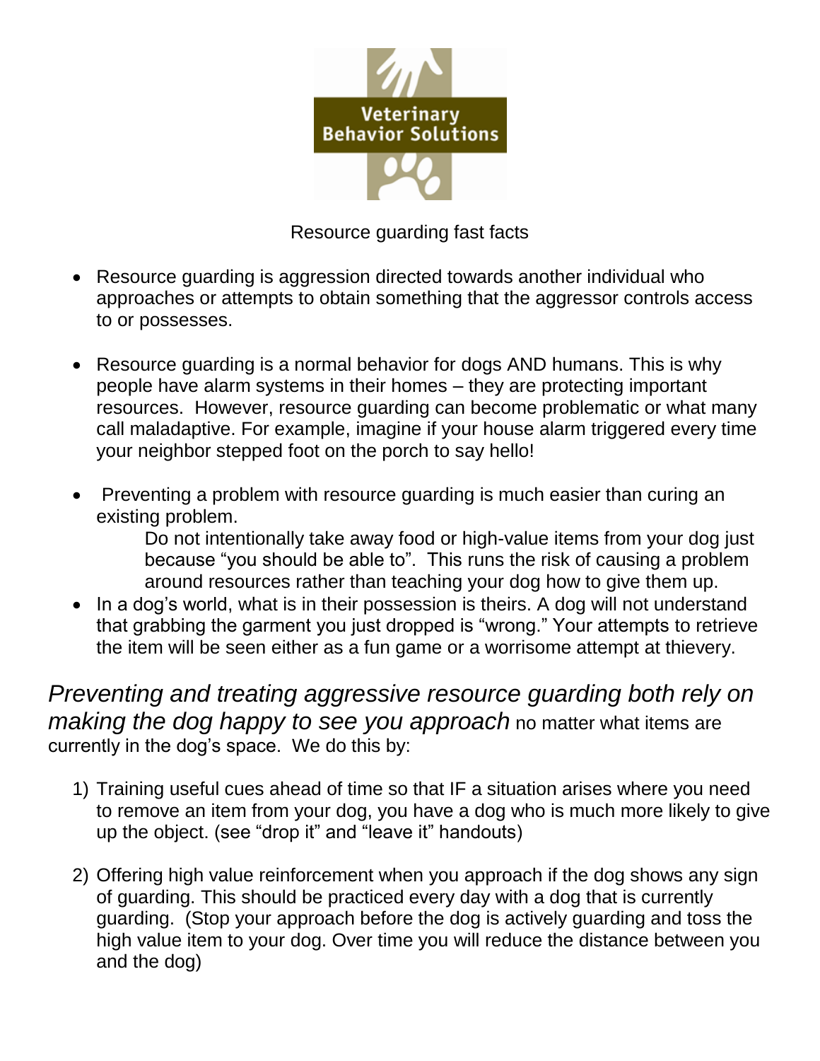Veterinary Behavior Solutions

# Resource guarding fast facts

- Resource guarding is aggression directed towards another individual who approaches or attempts to obtain something that the aggressor controls access to or possesses.

- Resource guarding is a normal behavior for dogs AND humans. This is why people have alarm systems in their homes – they are protecting important resources. However, resource guarding can become problematic or what many call maladaptive. For example, imagine if your house alarm triggered every time your neighbor stepped foot on the porch to say hello!

- Preventing a problem with resource guarding is much easier than curing an existing problem.

  Do not intentionally take away food or high-value items from your dog just because "you should be able to". This runs the risk of causing a problem around resources rather than teaching your dog how to give them up.
- In a dog's world, what is in their possession is theirs. A dog will not understand that grabbing the garment you just dropped is "wrong." Your attempts to retrieve the item will be seen either as a fun game or a worrisome attempt at thievery.

*Preventing and treating aggressive resource guarding both rely on making the dog happy to see you approach* no matter what items are currently in the dog's space. We do this by:

1) Training useful cues ahead of time so that IF a situation arises where you need to remove an item from your dog, you have a dog who is much more likely to give up the object. (see "drop it" and "leave it" handouts)

2) Offering high value reinforcement when you approach if the dog shows any sign of guarding. This should be practiced every day with a dog that is currently guarding. (Stop your approach before the dog is actively guarding and toss the high value item to your dog. Over time you will reduce the distance between you and the dog)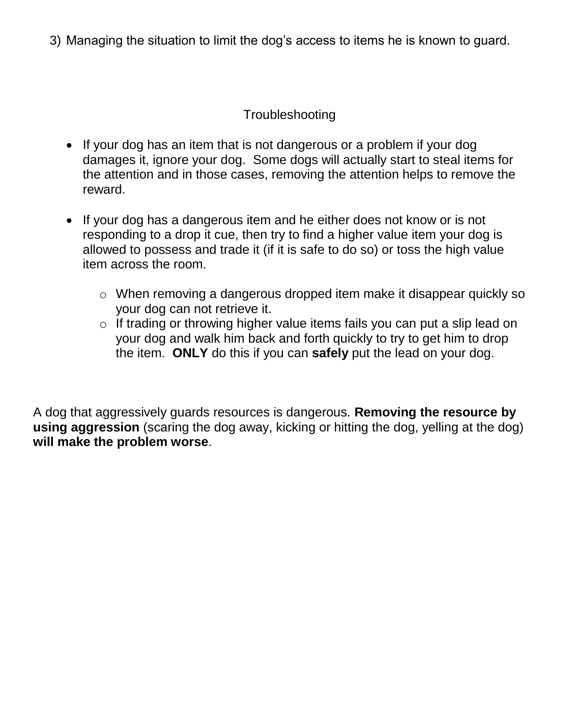3) Managing the situation to limit the dog's access to items he is known to guard.

## Troubleshooting

- If your dog has an item that is not dangerous or a problem if your dog damages it, ignore your dog. Some dogs will actually start to steal items for the attention and in those cases, removing the attention helps to remove the reward.

- If your dog has a dangerous item and he either does not know or is not responding to a drop it cue, then try to find a higher value item your dog is allowed to possess and trade it (if it is safe to do so) or toss the high value item across the room.

  - When removing a dangerous dropped item make it disappear quickly so your dog can not retrieve it.
  - If trading or throwing higher value items fails you can put a slip lead on your dog and walk him back and forth quickly to try to get him to drop the item. **ONLY** do this if you can **safely** put the lead on your dog.

A dog that aggressively guards resources is dangerous. **Removing the resource by using aggression** (scaring the dog away, kicking or hitting the dog, yelling at the dog) **will make the problem worse**.